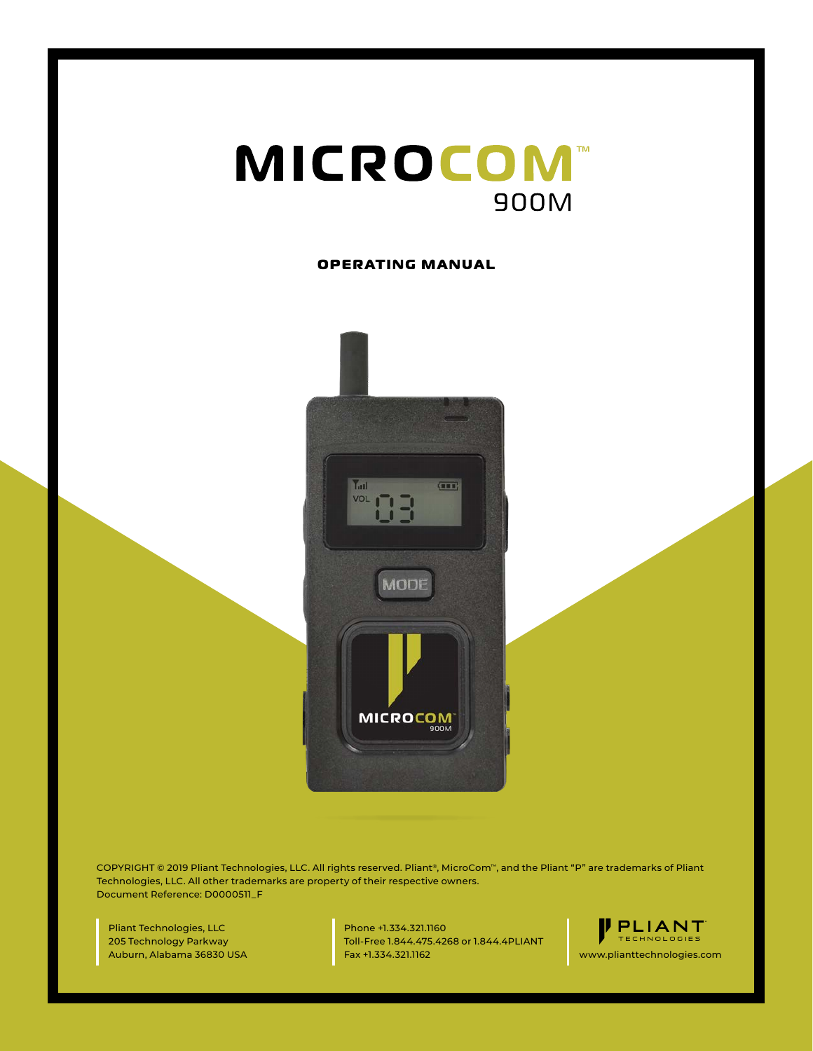# MICROCOM™
## 900M

**OPERATING MANUAL**

COPYRIGHT © 2019 Pliant Technologies, LLC. All rights reserved. Pliant®, MicroCom™, and the Pliant "P" are trademarks of Pliant Technologies, LLC. All other trademarks are property of their respective owners.
Document Reference: D0000511_F

Pliant Technologies, LLC
205 Technology Parkway
Auburn, Alabama 36830 USA

Phone +1.334.321.1160
Toll-Free 1.844.475.4268 or 1.844.4PLIANT
Fax +1.334.321.1162

PLIANT TECHNOLOGIES
www.plianttechnologies.com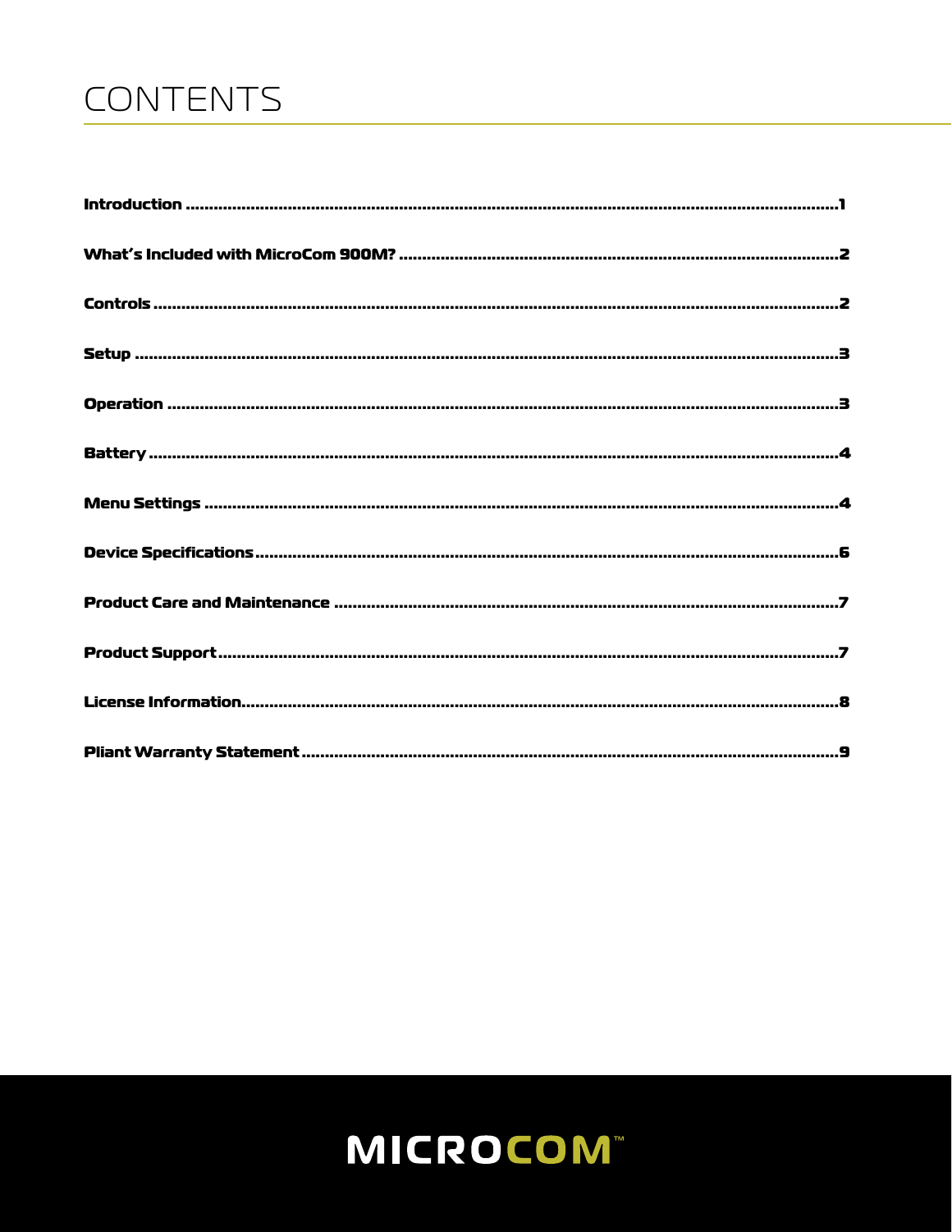# CONTENTS

**Introduction** ..........1

**What's Included with MicroCom 900M?** ..........2

**Controls** ..........2

**Setup** ..........3

**Operation** ..........3

**Battery** ..........4

**Menu Settings** ..........4

**Device Specifications** ..........6

**Product Care and Maintenance** ..........7

**Product Support** ..........7

**License Information** ..........8

**Pliant Warranty Statement** ..........9

MICROCOM™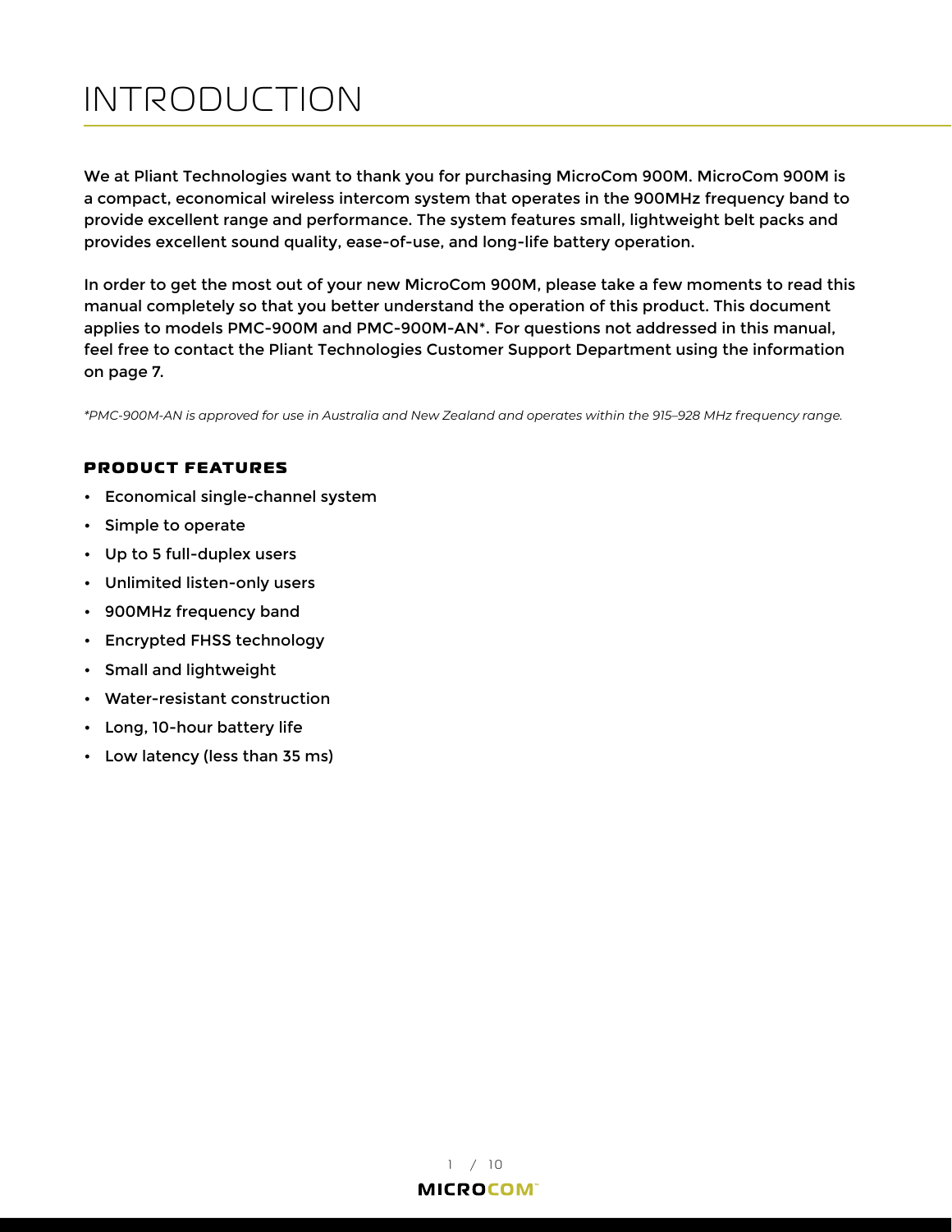# INTRODUCTION

We at Pliant Technologies want to thank you for purchasing MicroCom 900M. MicroCom 900M is a compact, economical wireless intercom system that operates in the 900MHz frequency band to provide excellent range and performance. The system features small, lightweight belt packs and provides excellent sound quality, ease-of-use, and long-life battery operation.

In order to get the most out of your new MicroCom 900M, please take a few moments to read this manual completely so that you better understand the operation of this product. This document applies to models PMC-900M and PMC-900M-AN*. For questions not addressed in this manual, feel free to contact the Pliant Technologies Customer Support Department using the information on page 7.

*\*PMC-900M-AN is approved for use in Australia and New Zealand and operates within the 915–928 MHz frequency range.*

### PRODUCT FEATURES

- Economical single-channel system
- Simple to operate
- Up to 5 full-duplex users
- Unlimited listen-only users
- 900MHz frequency band
- Encrypted FHSS technology
- Small and lightweight
- Water-resistant construction
- Long, 10-hour battery life
- Low latency (less than 35 ms)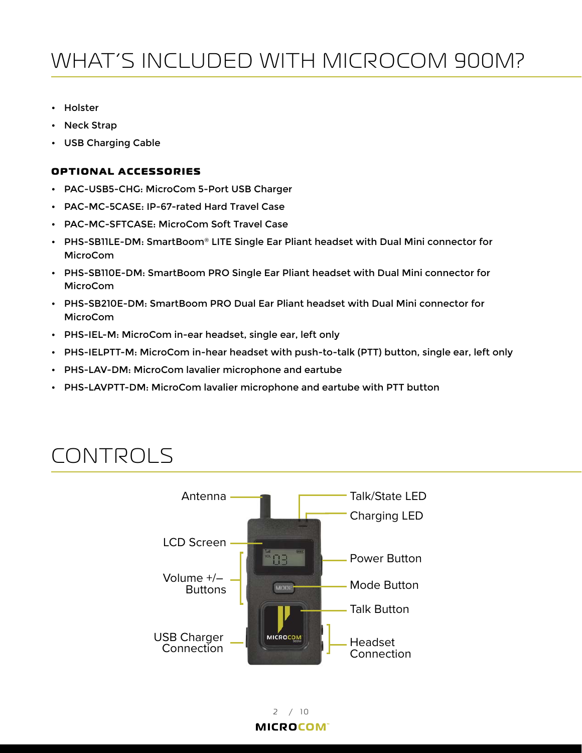# WHAT'S INCLUDED WITH MICROCOM 900M?

- Holster
- Neck Strap
- USB Charging Cable

### OPTIONAL ACCESSORIES

- PAC-USB5-CHG: MicroCom 5-Port USB Charger
- PAC-MC-5CASE: IP-67-rated Hard Travel Case
- PAC-MC-SFTCASE: MicroCom Soft Travel Case
- PHS-SB11LE-DM: SmartBoom® LITE Single Ear Pliant headset with Dual Mini connector for MicroCom
- PHS-SB110E-DM: SmartBoom PRO Single Ear Pliant headset with Dual Mini connector for MicroCom
- PHS-SB210E-DM: SmartBoom PRO Dual Ear Pliant headset with Dual Mini connector for MicroCom
- PHS-IEL-M: MicroCom in-ear headset, single ear, left only
- PHS-IELPTT-M: MicroCom in-hear headset with push-to-talk (PTT) button, single ear, left only
- PHS-LAV-DM: MicroCom lavalier microphone and eartube
- PHS-LAVPTT-DM: MicroCom lavalier microphone and eartube with PTT button

# CONTROLS

- Antenna
- Talk/State LED
- Charging LED
- LCD Screen
- Power Button
- Volume +/– Buttons
- Mode Button
- Talk Button
- USB Charger Connection
- Headset Connection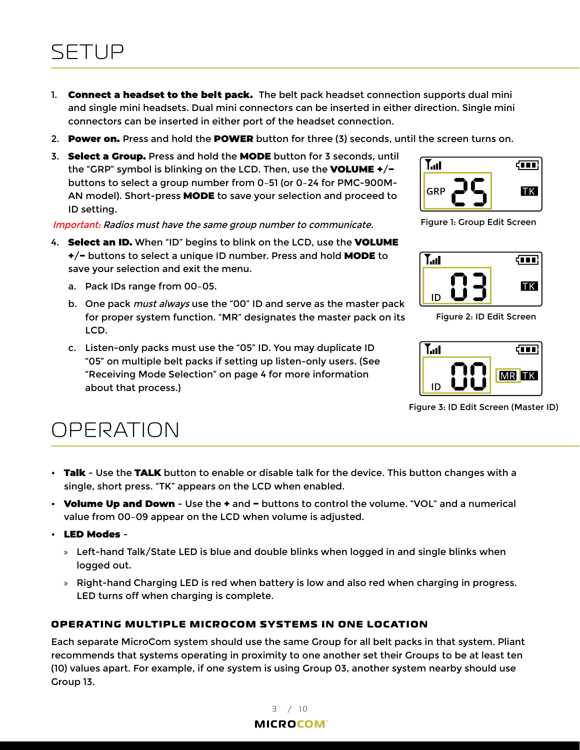# SETUP

1. **Connect a headset to the belt pack.** The belt pack headset connection supports dual mini and single mini headsets. Dual mini connectors can be inserted in either direction. Single mini connectors can be inserted in either port of the headset connection.
2. **Power on.** Press and hold the **POWER** button for three (3) seconds, until the screen turns on.
3. **Select a Group.** Press and hold the **MODE** button for 3 seconds, until the "GRP" symbol is blinking on the LCD. Then, use the **VOLUME +/–** buttons to select a group number from 0–51 (or 0–24 for PMC-900M-AN model). Short-press **MODE** to save your selection and proceed to ID setting.

*Important: Radios must have the same group number to communicate.*

Figure 1: Group Edit Screen

4. **Select an ID.** When "ID" begins to blink on the LCD, use the **VOLUME +/–** buttons to select a unique ID number. Press and hold **MODE** to save your selection and exit the menu.
   a. Pack IDs range from 00–05.
   b. One pack *must always* use the "00" ID and serve as the master pack for proper system function. "MR" designates the master pack on its LCD.
   c. Listen-only packs must use the "05" ID. You may duplicate ID "05" on multiple belt packs if setting up listen-only users. (See "Receiving Mode Selection" on page 4 for more information about that process.)

Figure 2: ID Edit Screen

Figure 3: ID Edit Screen (Master ID)

# OPERATION

- **Talk** - Use the **TALK** button to enable or disable talk for the device. This button changes with a single, short press. "TK" appears on the LCD when enabled.
- **Volume Up and Down** - Use the **+** and **–** buttons to control the volume. "VOL" and a numerical value from 00–09 appear on the LCD when volume is adjusted.
- **LED Modes** -
  - Left-hand Talk/State LED is blue and double blinks when logged in and single blinks when logged out.
  - Right-hand Charging LED is red when battery is low and also red when charging in progress. LED turns off when charging is complete.

### OPERATING MULTIPLE MICROCOM SYSTEMS IN ONE LOCATION

Each separate MicroCom system should use the same Group for all belt packs in that system. Pliant recommends that systems operating in proximity to one another set their Groups to be at least ten (10) values apart. For example, if one system is using Group 03, another system nearby should use Group 13.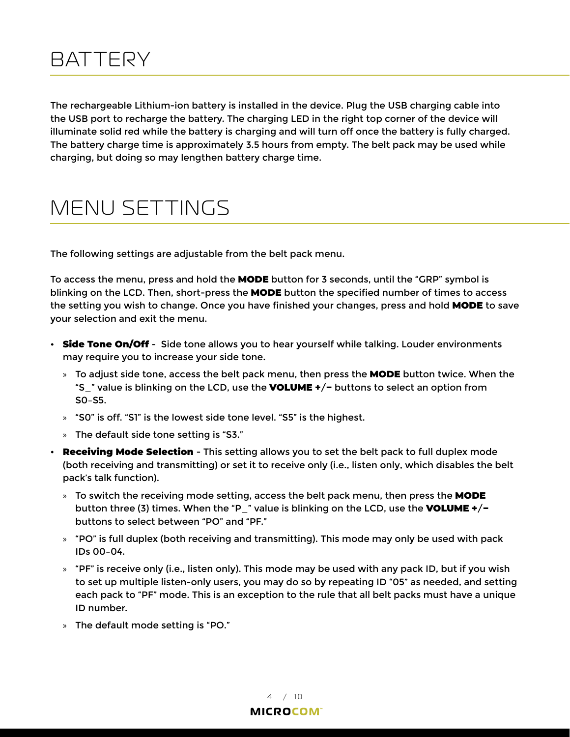# BATTERY

The rechargeable Lithium-ion battery is installed in the device. Plug the USB charging cable into the USB port to recharge the battery. The charging LED in the right top corner of the device will illuminate solid red while the battery is charging and will turn off once the battery is fully charged. The battery charge time is approximately 3.5 hours from empty. The belt pack may be used while charging, but doing so may lengthen battery charge time.

# MENU SETTINGS

The following settings are adjustable from the belt pack menu.

To access the menu, press and hold the **MODE** button for 3 seconds, until the "GRP" symbol is blinking on the LCD. Then, short-press the **MODE** button the specified number of times to access the setting you wish to change. Once you have finished your changes, press and hold **MODE** to save your selection and exit the menu.

- **Side Tone On/Off** - Side tone allows you to hear yourself while talking. Louder environments may require you to increase your side tone.
  - To adjust side tone, access the belt pack menu, then press the **MODE** button twice. When the "S_" value is blinking on the LCD, use the **VOLUME +/–** buttons to select an option from S0–S5.
  - "S0" is off. "S1" is the lowest side tone level. "S5" is the highest.
  - The default side tone setting is "S3."
- **Receiving Mode Selection** - This setting allows you to set the belt pack to full duplex mode (both receiving and transmitting) or set it to receive only (i.e., listen only, which disables the belt pack's talk function).
  - To switch the receiving mode setting, access the belt pack menu, then press the **MODE** button three (3) times. When the "P_" value is blinking on the LCD, use the **VOLUME +/–** buttons to select between "PO" and "PF."
  - "PO" is full duplex (both receiving and transmitting). This mode may only be used with pack IDs 00–04.
  - "PF" is receive only (i.e., listen only). This mode may be used with any pack ID, but if you wish to set up multiple listen-only users, you may do so by repeating ID "05" as needed, and setting each pack to "PF" mode. This is an exception to the rule that all belt packs must have a unique ID number.
  - The default mode setting is "PO."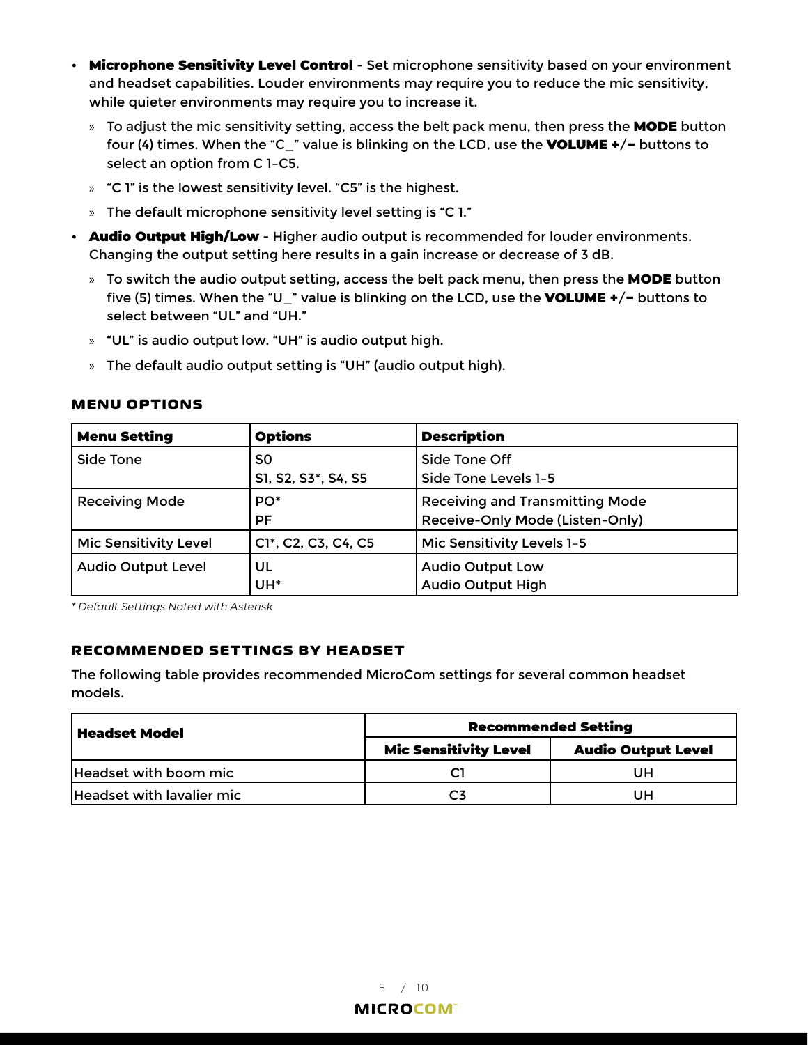- **Microphone Sensitivity Level Control** - Set microphone sensitivity based on your environment and headset capabilities. Louder environments may require you to reduce the mic sensitivity, while quieter environments may require you to increase it.
  - To adjust the mic sensitivity setting, access the belt pack menu, then press the **MODE** button four (4) times. When the "C_" value is blinking on the LCD, use the **VOLUME +/–** buttons to select an option from C 1–C5.
  - "C 1" is the lowest sensitivity level. "C5" is the highest.
  - The default microphone sensitivity level setting is "C 1."
- **Audio Output High/Low** - Higher audio output is recommended for louder environments. Changing the output setting here results in a gain increase or decrease of 3 dB.
  - To switch the audio output setting, access the belt pack menu, then press the **MODE** button five (5) times. When the "U_" value is blinking on the LCD, use the **VOLUME +/–** buttons to select between "UL" and "UH."
  - "UL" is audio output low. "UH" is audio output high.
  - The default audio output setting is "UH" (audio output high).

### MENU OPTIONS

| Menu Setting | Options | Description |
|---|---|---|
| Side Tone | S0<br>S1, S2, S3*, S4, S5 | Side Tone Off<br>Side Tone Levels 1–5 |
| Receiving Mode | PO*<br>PF | Receiving and Transmitting Mode<br>Receive-Only Mode (Listen-Only) |
| Mic Sensitivity Level | C1*, C2, C3, C4, C5 | Mic Sensitivity Levels 1–5 |
| Audio Output Level | UL<br>UH* | Audio Output Low<br>Audio Output High |

*\* Default Settings Noted with Asterisk*

### RECOMMENDED SETTINGS BY HEADSET

The following table provides recommended MicroCom settings for several common headset models.

| Headset Model | Recommended Setting | |
|---|---|---|
| | Mic Sensitivity Level | Audio Output Level |
| Headset with boom mic | C1 | UH |
| Headset with lavalier mic | C3 | UH |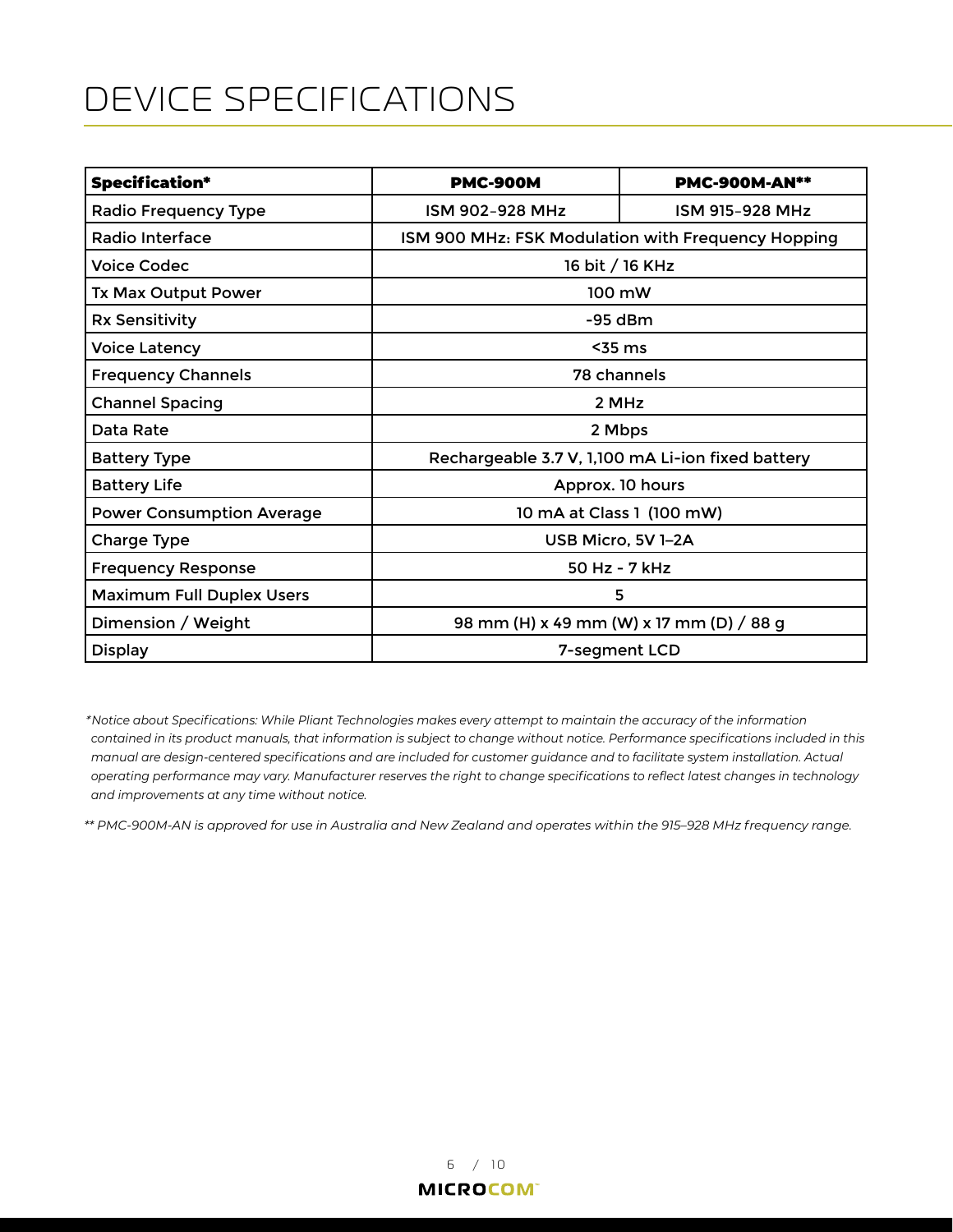# DEVICE SPECIFICATIONS

| Specification* | PMC-900M | PMC-900M-AN** |
|---|---|---|
| Radio Frequency Type | ISM 902–928 MHz | ISM 915–928 MHz |
| Radio Interface | ISM 900 MHz: FSK Modulation with Frequency Hopping | |
| Voice Codec | 16 bit / 16 KHz | |
| Tx Max Output Power | 100 mW | |
| Rx Sensitivity | -95 dBm | |
| Voice Latency | <35 ms | |
| Frequency Channels | 78 channels | |
| Channel Spacing | 2 MHz | |
| Data Rate | 2 Mbps | |
| Battery Type | Rechargeable 3.7 V, 1,100 mA Li-ion fixed battery | |
| Battery Life | Approx. 10 hours | |
| Power Consumption Average | 10 mA at Class 1 (100 mW) | |
| Charge Type | USB Micro, 5V 1–2A | |
| Frequency Response | 50 Hz - 7 kHz | |
| Maximum Full Duplex Users | 5 | |
| Dimension / Weight | 98 mm (H) x 49 mm (W) x 17 mm (D) / 88 g | |
| Display | 7-segment LCD | |

*\*Notice about Specifications: While Pliant Technologies makes every attempt to maintain the accuracy of the information contained in its product manuals, that information is subject to change without notice. Performance specifications included in this manual are design-centered specifications and are included for customer guidance and to facilitate system installation. Actual operating performance may vary. Manufacturer reserves the right to change specifications to reflect latest changes in technology and improvements at any time without notice.*

*\*\* PMC-900M-AN is approved for use in Australia and New Zealand and operates within the 915–928 MHz frequency range.*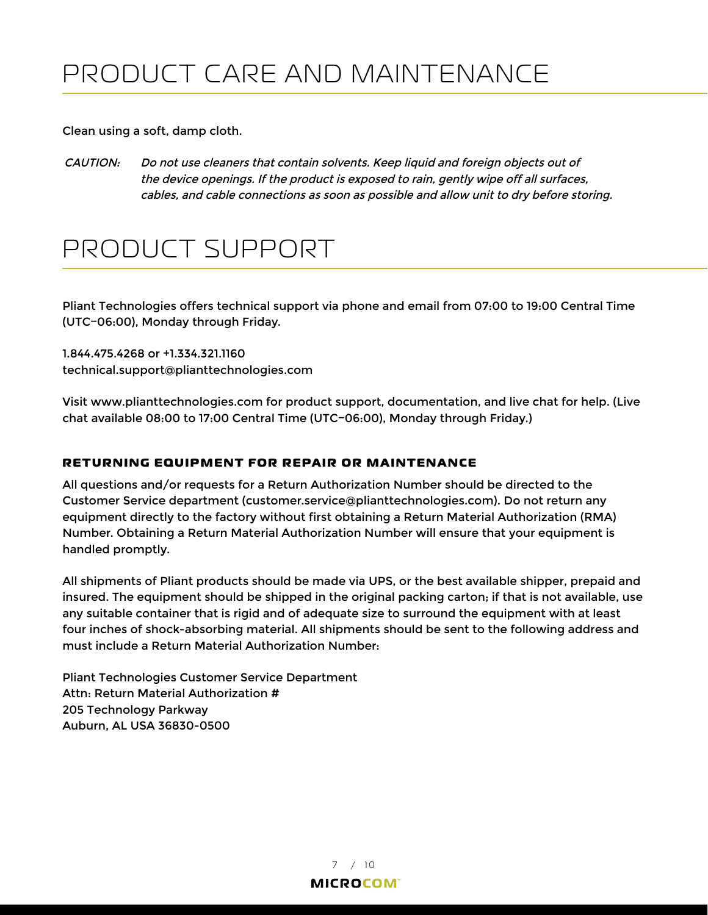# PRODUCT CARE AND MAINTENANCE

Clean using a soft, damp cloth.

*CAUTION: Do not use cleaners that contain solvents. Keep liquid and foreign objects out of the device openings. If the product is exposed to rain, gently wipe off all surfaces, cables, and cable connections as soon as possible and allow unit to dry before storing.*

# PRODUCT SUPPORT

Pliant Technologies offers technical support via phone and email from 07:00 to 19:00 Central Time (UTC−06:00), Monday through Friday.

1.844.475.4268 or +1.334.321.1160
technical.support@plianttechnologies.com

Visit www.plianttechnologies.com for product support, documentation, and live chat for help. (Live chat available 08:00 to 17:00 Central Time (UTC−06:00), Monday through Friday.)

### RETURNING EQUIPMENT FOR REPAIR OR MAINTENANCE

All questions and/or requests for a Return Authorization Number should be directed to the Customer Service department (customer.service@plianttechnologies.com). Do not return any equipment directly to the factory without first obtaining a Return Material Authorization (RMA) Number. Obtaining a Return Material Authorization Number will ensure that your equipment is handled promptly.

All shipments of Pliant products should be made via UPS, or the best available shipper, prepaid and insured. The equipment should be shipped in the original packing carton; if that is not available, use any suitable container that is rigid and of adequate size to surround the equipment with at least four inches of shock-absorbing material. All shipments should be sent to the following address and must include a Return Material Authorization Number:

Pliant Technologies Customer Service Department
Attn: Return Material Authorization #
205 Technology Parkway
Auburn, AL USA 36830-0500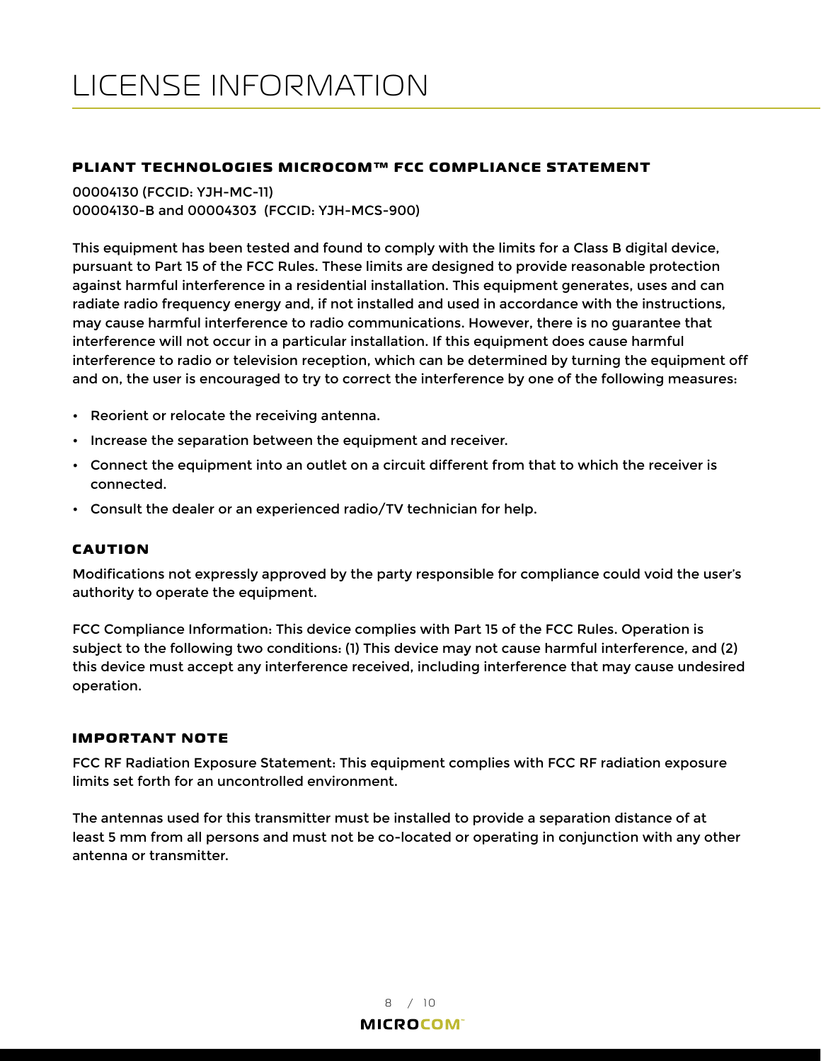# LICENSE INFORMATION

### PLIANT TECHNOLOGIES MICROCOM™ FCC COMPLIANCE STATEMENT

00004130 (FCCID: YJH-MC-11)
00004130-B and 00004303 (FCCID: YJH-MCS-900)

This equipment has been tested and found to comply with the limits for a Class B digital device, pursuant to Part 15 of the FCC Rules. These limits are designed to provide reasonable protection against harmful interference in a residential installation. This equipment generates, uses and can radiate radio frequency energy and, if not installed and used in accordance with the instructions, may cause harmful interference to radio communications. However, there is no guarantee that interference will not occur in a particular installation. If this equipment does cause harmful interference to radio or television reception, which can be determined by turning the equipment off and on, the user is encouraged to try to correct the interference by one of the following measures:

- Reorient or relocate the receiving antenna.
- Increase the separation between the equipment and receiver.
- Connect the equipment into an outlet on a circuit different from that to which the receiver is connected.
- Consult the dealer or an experienced radio/TV technician for help.

### CAUTION

Modifications not expressly approved by the party responsible for compliance could void the user's authority to operate the equipment.

FCC Compliance Information: This device complies with Part 15 of the FCC Rules. Operation is subject to the following two conditions: (1) This device may not cause harmful interference, and (2) this device must accept any interference received, including interference that may cause undesired operation.

### IMPORTANT NOTE

FCC RF Radiation Exposure Statement: This equipment complies with FCC RF radiation exposure limits set forth for an uncontrolled environment.

The antennas used for this transmitter must be installed to provide a separation distance of at least 5 mm from all persons and must not be co-located or operating in conjunction with any other antenna or transmitter.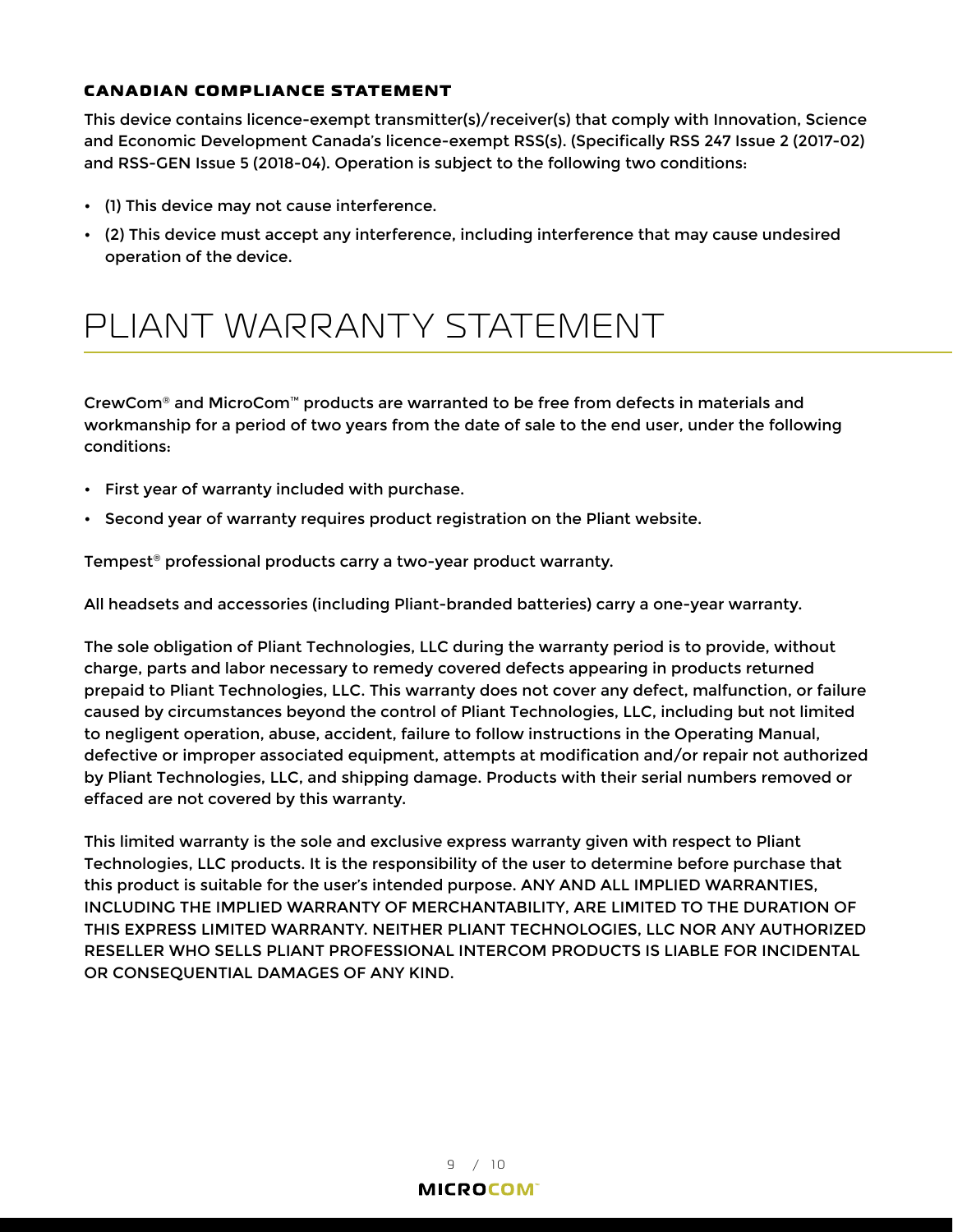### CANADIAN COMPLIANCE STATEMENT

This device contains licence-exempt transmitter(s)/receiver(s) that comply with Innovation, Science and Economic Development Canada's licence-exempt RSS(s). (Specifically RSS 247 Issue 2 (2017-02) and RSS-GEN Issue 5 (2018-04). Operation is subject to the following two conditions:

- (1) This device may not cause interference.
- (2) This device must accept any interference, including interference that may cause undesired operation of the device.

# PLIANT WARRANTY STATEMENT

CrewCom® and MicroCom™ products are warranted to be free from defects in materials and workmanship for a period of two years from the date of sale to the end user, under the following conditions:

- First year of warranty included with purchase.
- Second year of warranty requires product registration on the Pliant website.

Tempest® professional products carry a two-year product warranty.

All headsets and accessories (including Pliant-branded batteries) carry a one-year warranty.

The sole obligation of Pliant Technologies, LLC during the warranty period is to provide, without charge, parts and labor necessary to remedy covered defects appearing in products returned prepaid to Pliant Technologies, LLC. This warranty does not cover any defect, malfunction, or failure caused by circumstances beyond the control of Pliant Technologies, LLC, including but not limited to negligent operation, abuse, accident, failure to follow instructions in the Operating Manual, defective or improper associated equipment, attempts at modification and/or repair not authorized by Pliant Technologies, LLC, and shipping damage. Products with their serial numbers removed or effaced are not covered by this warranty.

This limited warranty is the sole and exclusive express warranty given with respect to Pliant Technologies, LLC products. It is the responsibility of the user to determine before purchase that this product is suitable for the user's intended purpose. ANY AND ALL IMPLIED WARRANTIES, INCLUDING THE IMPLIED WARRANTY OF MERCHANTABILITY, ARE LIMITED TO THE DURATION OF THIS EXPRESS LIMITED WARRANTY. NEITHER PLIANT TECHNOLOGIES, LLC NOR ANY AUTHORIZED RESELLER WHO SELLS PLIANT PROFESSIONAL INTERCOM PRODUCTS IS LIABLE FOR INCIDENTAL OR CONSEQUENTIAL DAMAGES OF ANY KIND.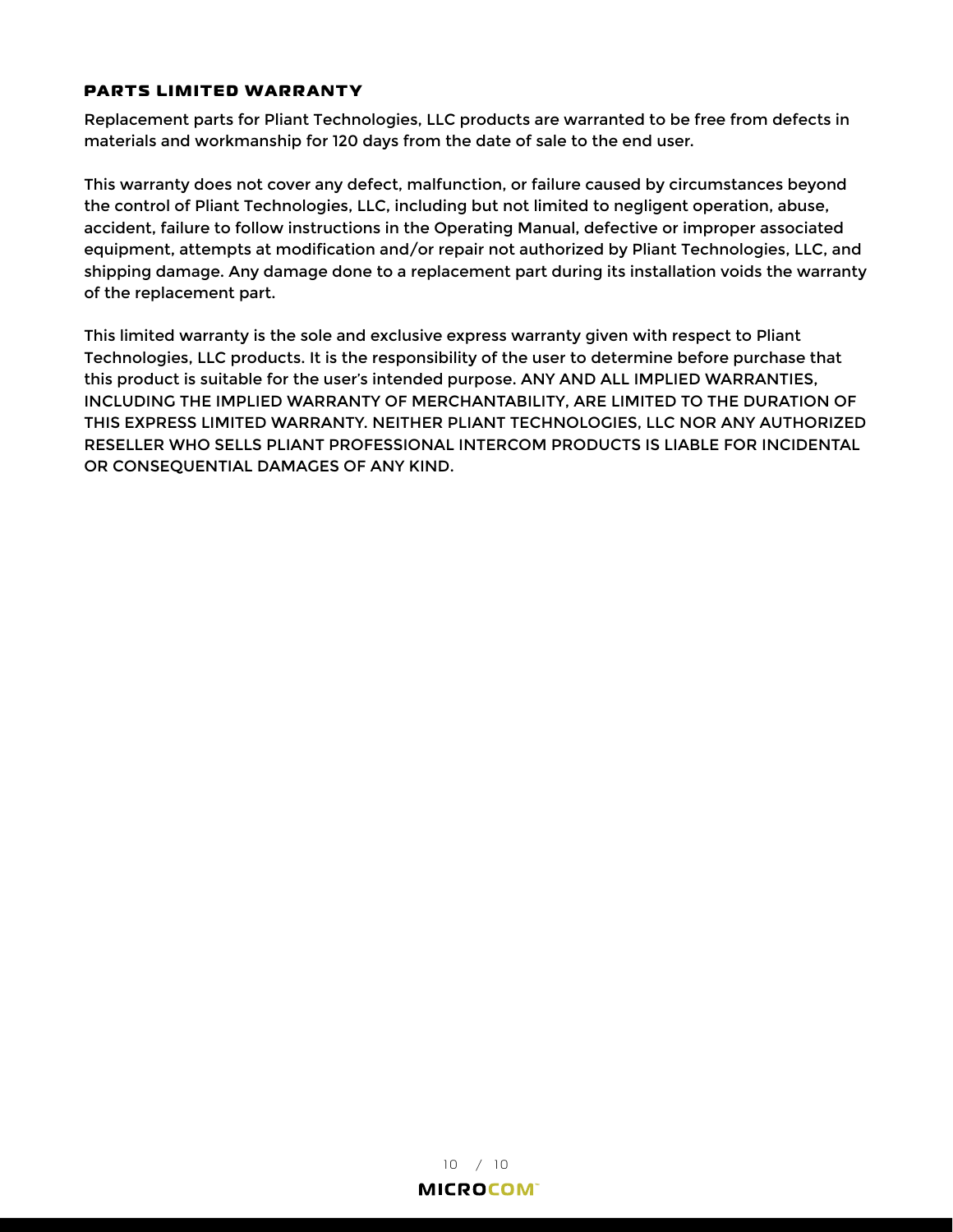### PARTS LIMITED WARRANTY

Replacement parts for Pliant Technologies, LLC products are warranted to be free from defects in materials and workmanship for 120 days from the date of sale to the end user.

This warranty does not cover any defect, malfunction, or failure caused by circumstances beyond the control of Pliant Technologies, LLC, including but not limited to negligent operation, abuse, accident, failure to follow instructions in the Operating Manual, defective or improper associated equipment, attempts at modification and/or repair not authorized by Pliant Technologies, LLC, and shipping damage. Any damage done to a replacement part during its installation voids the warranty of the replacement part.

This limited warranty is the sole and exclusive express warranty given with respect to Pliant Technologies, LLC products. It is the responsibility of the user to determine before purchase that this product is suitable for the user's intended purpose. ANY AND ALL IMPLIED WARRANTIES, INCLUDING THE IMPLIED WARRANTY OF MERCHANTABILITY, ARE LIMITED TO THE DURATION OF THIS EXPRESS LIMITED WARRANTY. NEITHER PLIANT TECHNOLOGIES, LLC NOR ANY AUTHORIZED RESELLER WHO SELLS PLIANT PROFESSIONAL INTERCOM PRODUCTS IS LIABLE FOR INCIDENTAL OR CONSEQUENTIAL DAMAGES OF ANY KIND.